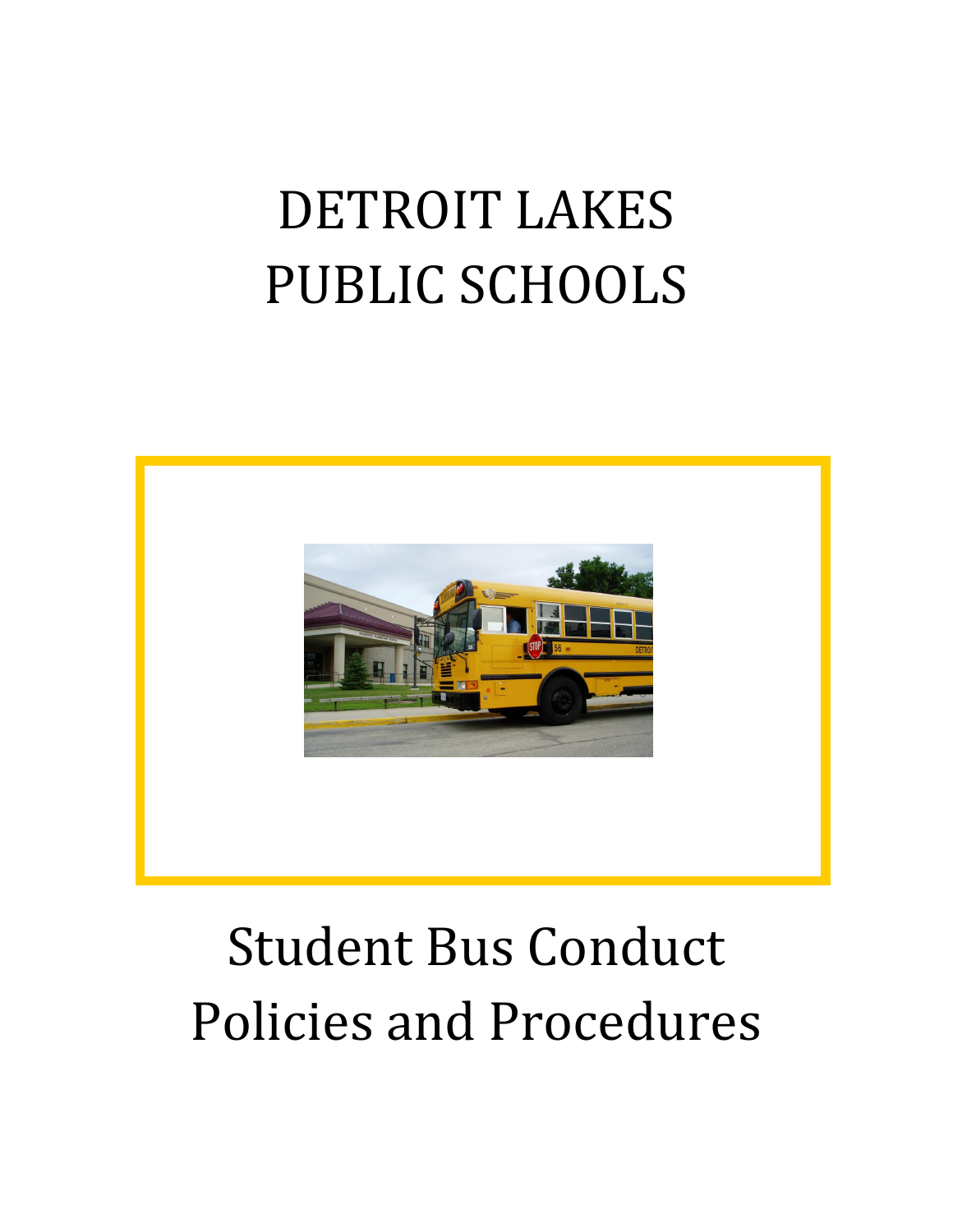# DETROIT LAKES PUBLIC SCHOOLS

# Student Bus Conduct Policies and Procedures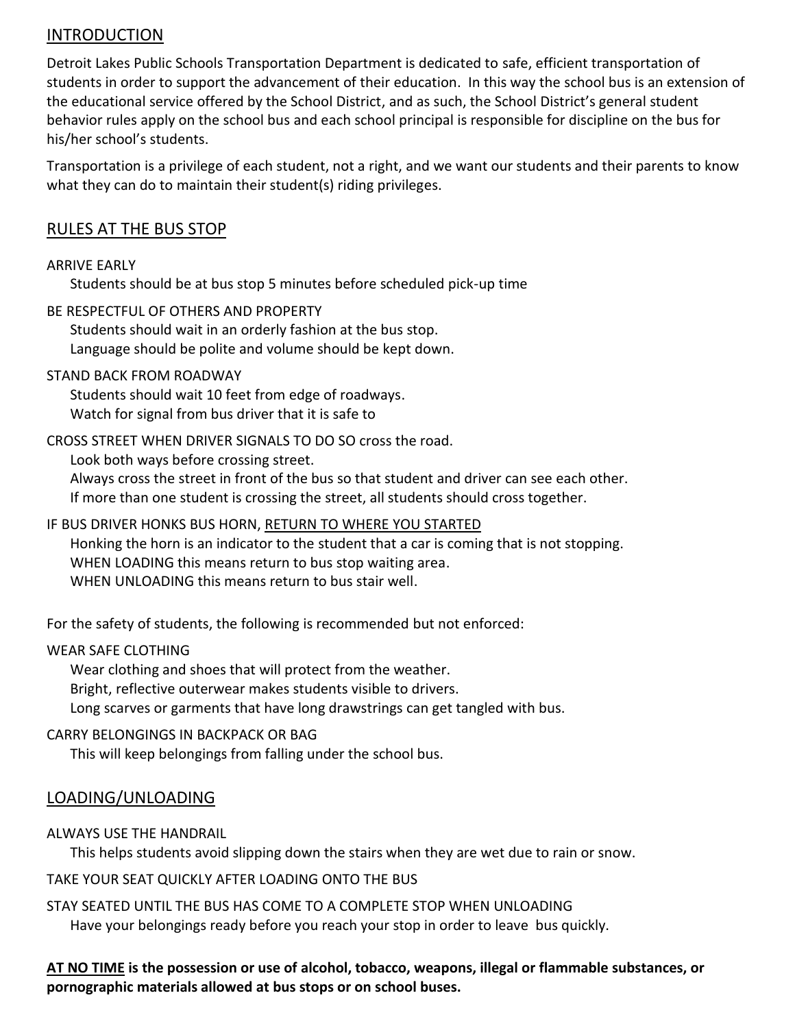## INTRODUCTION

Detroit Lakes Public Schools Transportation Department is dedicated to safe, efficient transportation of students in order to support the advancement of their education. In this way the school bus is an extension of the educational service offered by the School District, and as such, the School District's general student behavior rules apply on the school bus and each school principal is responsible for discipline on the bus for his/her school's students.

Transportation is a privilege of each student, not a right, and we want our students and their parents to know what they can do to maintain their student(s) riding privileges.

## RULES AT THE BUS STOP

ARRIVE EARLY

Students should be at bus stop 5 minutes before scheduled pick-up time

BE RESPECTFUL OF OTHERS AND PROPERTY

Students should wait in an orderly fashion at the bus stop.
Language should be polite and volume should be kept down.

STAND BACK FROM ROADWAY

Students should wait 10 feet from edge of roadways.
Watch for signal from bus driver that it is safe to

CROSS STREET WHEN DRIVER SIGNALS TO DO SO cross the road.

Look both ways before crossing street.
Always cross the street in front of the bus so that student and driver can see each other.
If more than one student is crossing the street, all students should cross together.

IF BUS DRIVER HONKS BUS HORN, RETURN TO WHERE YOU STARTED

Honking the horn is an indicator to the student that a car is coming that is not stopping.
WHEN LOADING this means return to bus stop waiting area.
WHEN UNLOADING this means return to bus stair well.

For the safety of students, the following is recommended but not enforced:

WEAR SAFE CLOTHING

Wear clothing and shoes that will protect from the weather.
Bright, reflective outerwear makes students visible to drivers.
Long scarves or garments that have long drawstrings can get tangled with bus.

CARRY BELONGINGS IN BACKPACK OR BAG

This will keep belongings from falling under the school bus.

## LOADING/UNLOADING

ALWAYS USE THE HANDRAIL

This helps students avoid slipping down the stairs when they are wet due to rain or snow.

TAKE YOUR SEAT QUICKLY AFTER LOADING ONTO THE BUS

STAY SEATED UNTIL THE BUS HAS COME TO A COMPLETE STOP WHEN UNLOADING

Have your belongings ready before you reach your stop in order to leave bus quickly.

**AT NO TIME is the possession or use of alcohol, tobacco, weapons, illegal or flammable substances, or pornographic materials allowed at bus stops or on school buses.**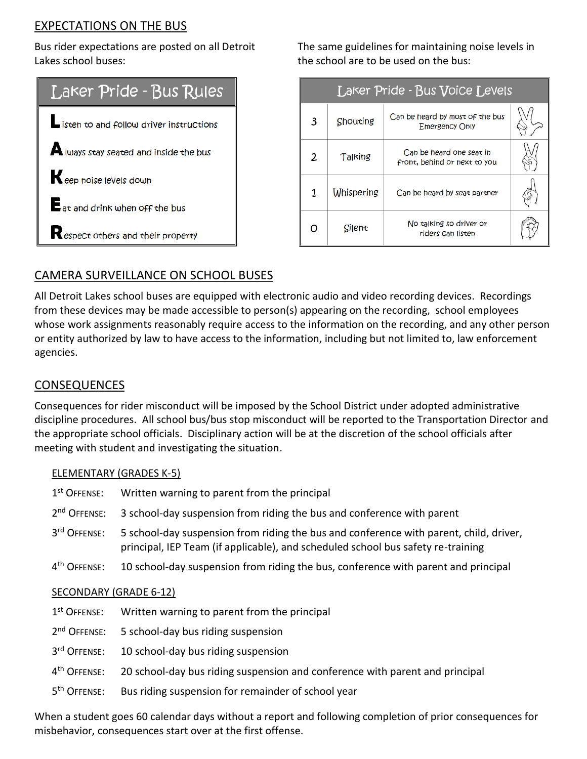## EXPECTATIONS ON THE BUS

Bus rider expectations are posted on all Detroit Lakes school buses:

| Laker Pride - Bus Rules |
|---|
| **L**isten to and follow driver instructions |
| **A**lways stay seated and inside the bus |
| **K**eep noise levels down |
| **E**at and drink when off the bus |
| **R**espect others and their property |

The same guidelines for maintaining noise levels in the school are to be used on the bus:

| Laker Pride - Bus Voice Levels | | | |
|---|---|---|---|
| 3 | Shouting | Can be heard by most of the bus Emergency Only | |
| 2 | Talking | Can be heard one seat in front, behind or next to you | |
| 1 | Whispering | Can be heard by seat partner | |
| 0 | Silent | No talking so driver or riders can listen | |

## CAMERA SURVEILLANCE ON SCHOOL BUSES

All Detroit Lakes school buses are equipped with electronic audio and video recording devices. Recordings from these devices may be made accessible to person(s) appearing on the recording, school employees whose work assignments reasonably require access to the information on the recording, and any other person or entity authorized by law to have access to the information, including but not limited to, law enforcement agencies.

## CONSEQUENCES

Consequences for rider misconduct will be imposed by the School District under adopted administrative discipline procedures. All school bus/bus stop misconduct will be reported to the Transportation Director and the appropriate school officials. Disciplinary action will be at the discretion of the school officials after meeting with student and investigating the situation.

### ELEMENTARY (GRADES K-5)

- 1st OFFENSE: Written warning to parent from the principal
- 2nd OFFENSE: 3 school-day suspension from riding the bus and conference with parent
- 3rd OFFENSE: 5 school-day suspension from riding the bus and conference with parent, child, driver, principal, IEP Team (if applicable), and scheduled school bus safety re-training
- 4th OFFENSE: 10 school-day suspension from riding the bus, conference with parent and principal

### SECONDARY (GRADE 6-12)

- 1st OFFENSE: Written warning to parent from the principal
- 2nd OFFENSE: 5 school-day bus riding suspension
- 3rd OFFENSE: 10 school-day bus riding suspension
- 4th OFFENSE: 20 school-day bus riding suspension and conference with parent and principal
- 5th OFFENSE: Bus riding suspension for remainder of school year

When a student goes 60 calendar days without a report and following completion of prior consequences for misbehavior, consequences start over at the first offense.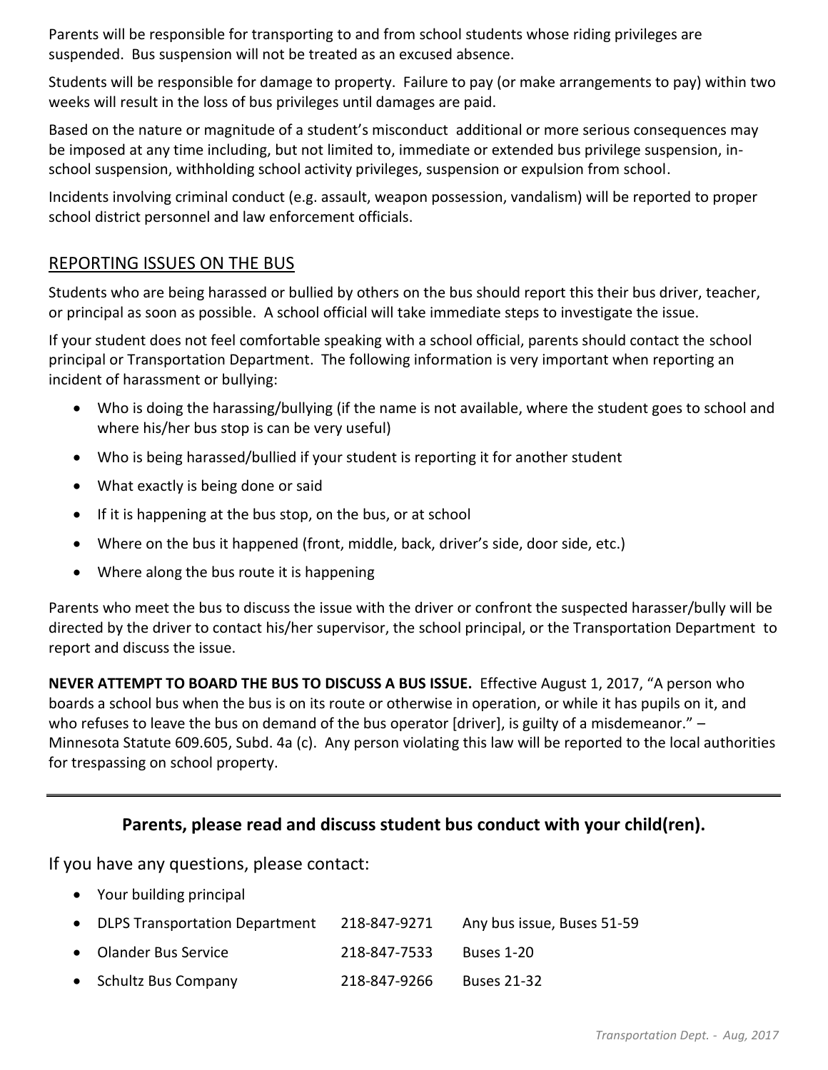Parents will be responsible for transporting to and from school students whose riding privileges are suspended. Bus suspension will not be treated as an excused absence.

Students will be responsible for damage to property. Failure to pay (or make arrangements to pay) within two weeks will result in the loss of bus privileges until damages are paid.

Based on the nature or magnitude of a student's misconduct additional or more serious consequences may be imposed at any time including, but not limited to, immediate or extended bus privilege suspension, in-school suspension, withholding school activity privileges, suspension or expulsion from school.

Incidents involving criminal conduct (e.g. assault, weapon possession, vandalism) will be reported to proper school district personnel and law enforcement officials.

## REPORTING ISSUES ON THE BUS

Students who are being harassed or bullied by others on the bus should report this their bus driver, teacher, or principal as soon as possible. A school official will take immediate steps to investigate the issue.

If your student does not feel comfortable speaking with a school official, parents should contact the school principal or Transportation Department. The following information is very important when reporting an incident of harassment or bullying:

- Who is doing the harassing/bullying (if the name is not available, where the student goes to school and where his/her bus stop is can be very useful)
- Who is being harassed/bullied if your student is reporting it for another student
- What exactly is being done or said
- If it is happening at the bus stop, on the bus, or at school
- Where on the bus it happened (front, middle, back, driver's side, door side, etc.)
- Where along the bus route it is happening

Parents who meet the bus to discuss the issue with the driver or confront the suspected harasser/bully will be directed by the driver to contact his/her supervisor, the school principal, or the Transportation Department to report and discuss the issue.

**NEVER ATTEMPT TO BOARD THE BUS TO DISCUSS A BUS ISSUE.** Effective August 1, 2017, "A person who boards a school bus when the bus is on its route or otherwise in operation, or while it has pupils on it, and who refuses to leave the bus on demand of the bus operator [driver], is guilty of a misdemeanor." – Minnesota Statute 609.605, Subd. 4a (c). Any person violating this law will be reported to the local authorities for trespassing on school property.

---

### Parents, please read and discuss student bus conduct with your child(ren).

If you have any questions, please contact:

- Your building principal
- DLPS Transportation Department 218-847-9271 Any bus issue, Buses 51-59
- Olander Bus Service 218-847-7533 Buses 1-20
- Schultz Bus Company 218-847-9266 Buses 21-32

*Transportation Dept. - Aug, 2017*